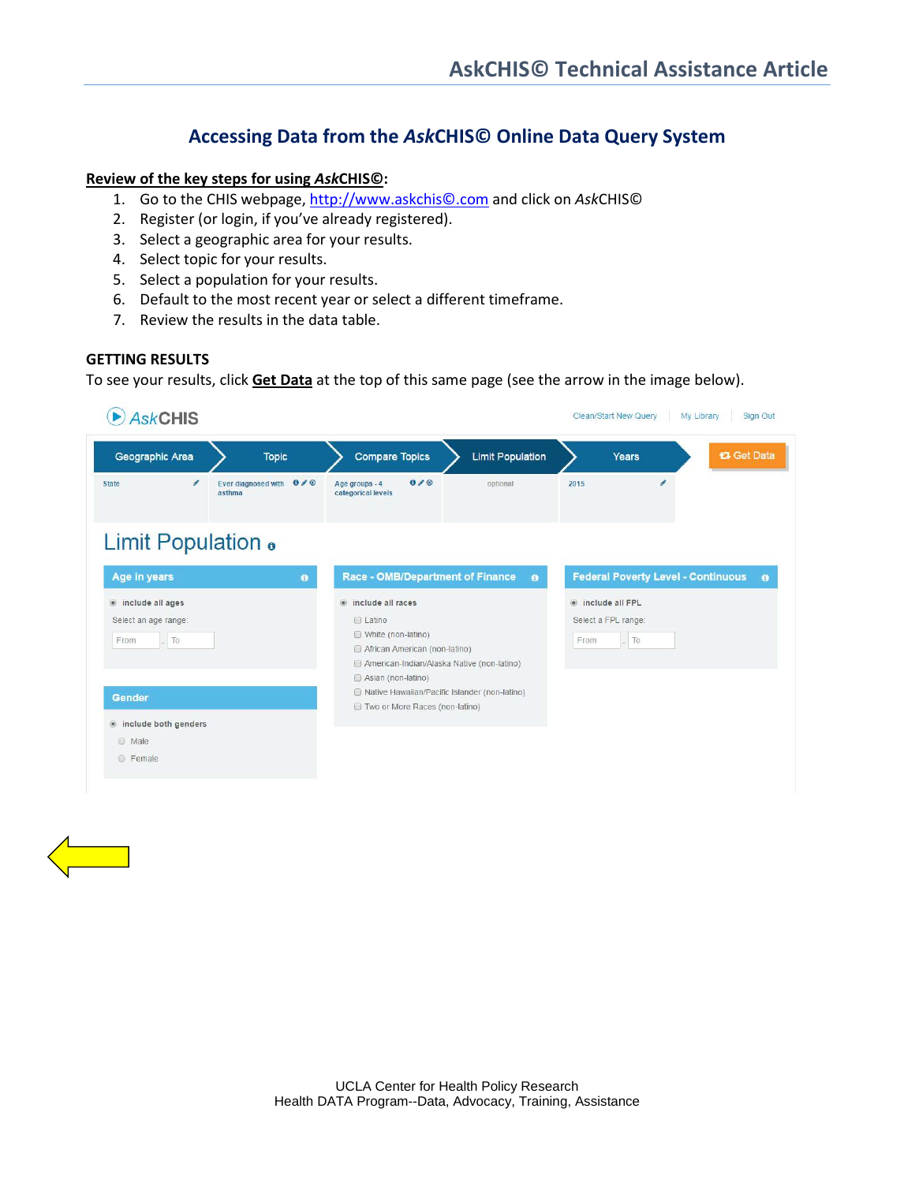# Accessing Data from the *Ask*CHIS© Online Data Query System

**Review of the key steps for using *Ask*CHIS©:**

1. Go to the CHIS webpage, http://www.askchis©.com and click on *Ask*CHIS©
2. Register (or login, if you've already registered).
3. Select a geographic area for your results.
4. Select topic for your results.
5. Select a population for your results.
6. Default to the most recent year or select a different timeframe.
7. Review the results in the data table.

**GETTING RESULTS**

To see your results, click **Get Data** at the top of this same page (see the arrow in the image below).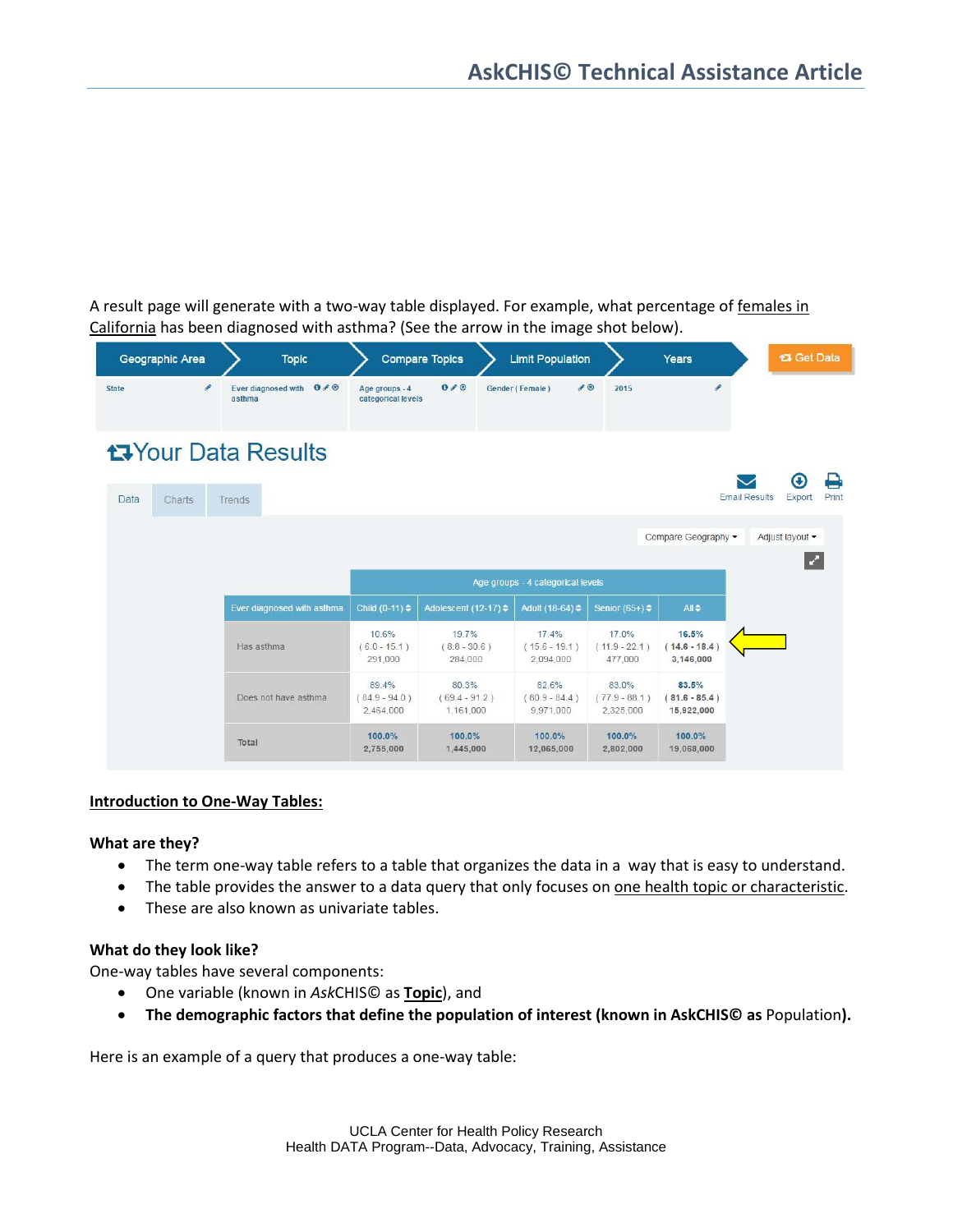A result page will generate with a two-way table displayed. For example, what percentage of females in California has been diagnosed with asthma? (See the arrow in the image shot below).

| Geographic Area | Topic | Compare Topics | Limit Population | Years |
|---|---|---|---|---|
| State | Ever diagnosed with asthma | Age groups - 4 categorical levels | Gender ( Female ) | 2015 |

## Your Data Results

Data | Charts | Trends

| | Age groups - 4 categorical levels | | | | |
|---|---|---|---|---|---|
| Ever diagnosed with asthma | Child (0-11) | Adolescent (12-17) | Adult (18-64) | Senior (65+) | All |
| Has asthma | 10.6% ( 6.0 - 15.1 ) 291,000 | 19.7% ( 8.8 - 30.6 ) 284,000 | 17.4% ( 15.6 - 19.1 ) 2,094,000 | 17.0% ( 11.9 - 22.1 ) 477,000 | **16.5% ( 14.6 - 18.4 ) 3,146,000** |
| Does not have asthma | 89.4% ( 84.9 - 94.0 ) 2,464,000 | 80.3% ( 69.4 - 91.2 ) 1,161,000 | 82.6% ( 80.9 - 84.4 ) 9,971,000 | 83.0% ( 77.9 - 88.1 ) 2,325,000 | **83.5% ( 81.6 - 85.4 ) 15,922,000** |
| Total | 100.0% 2,755,000 | 100.0% 1,445,000 | 100.0% 12,065,000 | 100.0% 2,802,000 | 100.0% 19,068,000 |

**Introduction to One-Way Tables:**

**What are they?**

- The term one-way table refers to a table that organizes the data in a way that is easy to understand.
- The table provides the answer to a data query that only focuses on one health topic or characteristic.
- These are also known as univariate tables.

**What do they look like?**

One-way tables have several components:

- One variable (known in *Ask*CHIS© as **Topic**), and
- **The demographic factors that define the population of interest (known in AskCHIS© as** Population**).**

Here is an example of a query that produces a one-way table: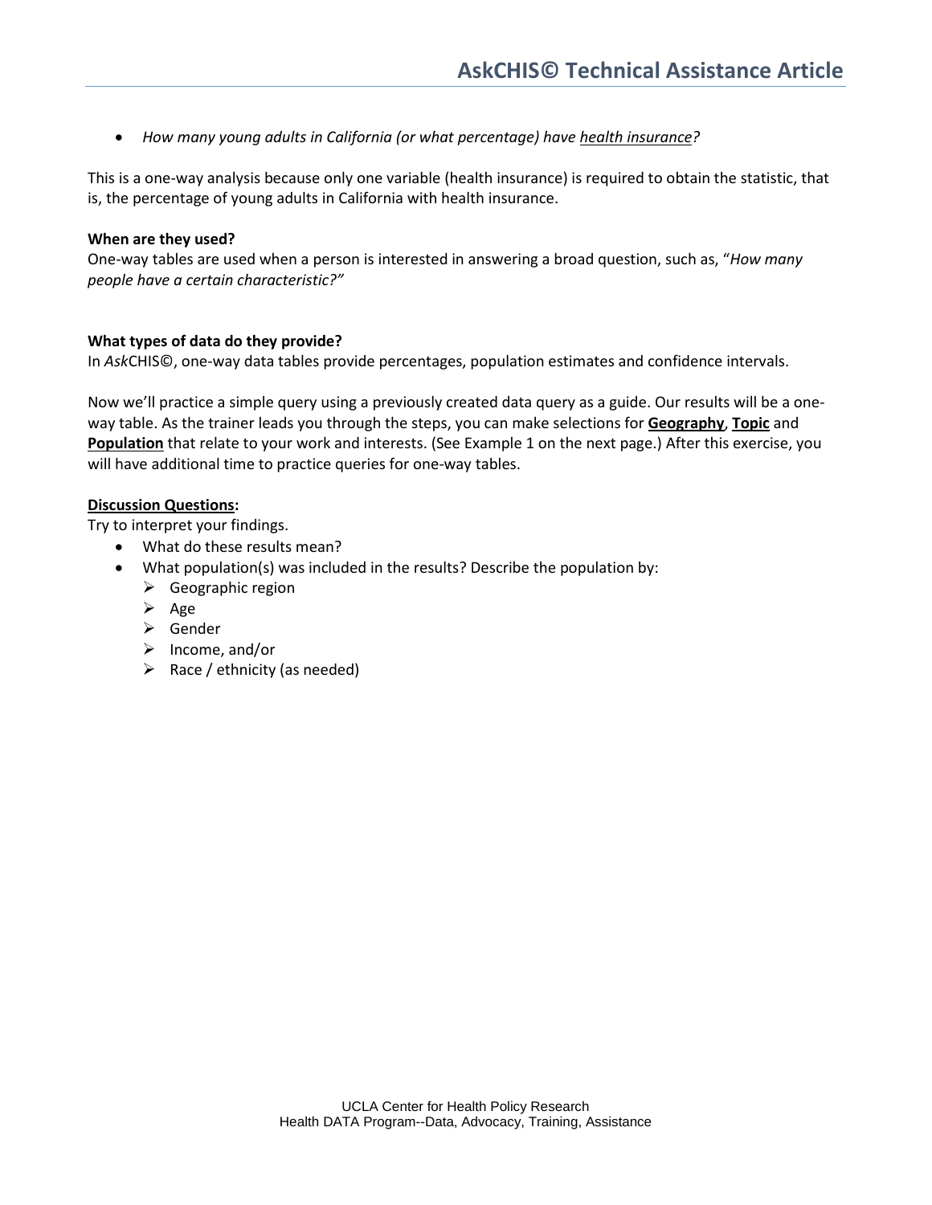- *How many young adults in California (or what percentage) have <u>health insurance</u>?*

This is a one-way analysis because only one variable (health insurance) is required to obtain the statistic, that is, the percentage of young adults in California with health insurance.

**When are they used?**
One-way tables are used when a person is interested in answering a broad question, such as, "*How many people have a certain characteristic?"*

**What types of data do they provide?**
In *Ask*CHIS©, one-way data tables provide percentages, population estimates and confidence intervals.

Now we'll practice a simple query using a previously created data query as a guide. Our results will be a one-way table. As the trainer leads you through the steps, you can make selections for **<u>Geography</u>**, **<u>Topic</u>** and **<u>Population</u>** that relate to your work and interests. (See Example 1 on the next page.) After this exercise, you will have additional time to practice queries for one-way tables.

**<u>Discussion Questions</u>:**
Try to interpret your findings.

- What do these results mean?
- What population(s) was included in the results? Describe the population by:
  - Geographic region
  - Age
  - Gender
  - Income, and/or
  - Race / ethnicity (as needed)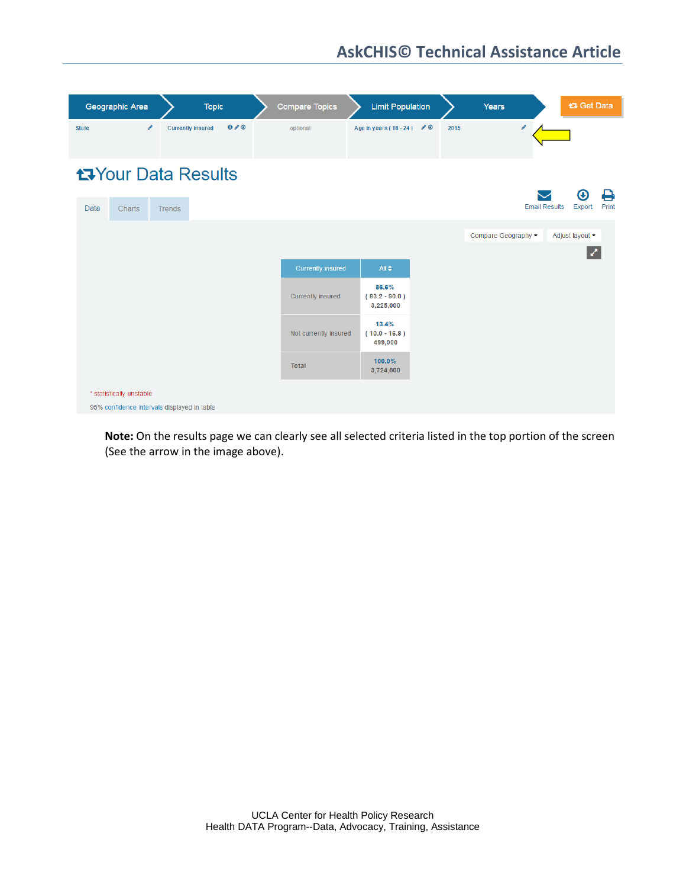| Geographic Area | Topic | Compare Topics | Limit Population | Years |
| --- | --- | --- | --- | --- |
| State | Currently insured | optional | Age in years ( 18 - 24 ) | 2015 |

Get Data

# Your Data Results

Data | Charts | Trends

Email Results | Export | Print

Compare Geography | Adjust layout

| Currently insured | All |
| --- | --- |
| Currently insured | 86.6% ( 83.2 - 90.0 ) 3,225,000 |
| Not currently insured | 13.4% ( 10.0 - 16.8 ) 499,000 |
| Total | 100.0% 3,724,000 |

* statistically unstable

95% confidence intervals displayed in table

**Note:** On the results page we can clearly see all selected criteria listed in the top portion of the screen (See the arrow in the image above).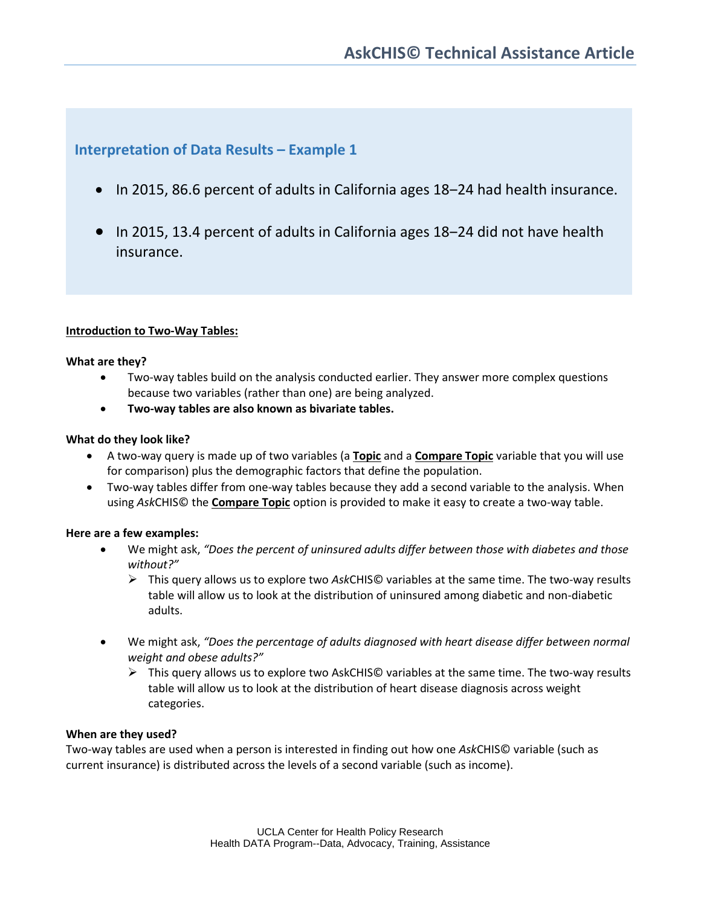## Interpretation of Data Results – Example 1

- In 2015, 86.6 percent of adults in California ages 18–24 had health insurance.
- In 2015, 13.4 percent of adults in California ages 18–24 did not have health insurance.

**Introduction to Two-Way Tables:**

**What are they?**

- Two-way tables build on the analysis conducted earlier. They answer more complex questions because two variables (rather than one) are being analyzed.
- **Two-way tables are also known as bivariate tables.**

**What do they look like?**

- A two-way query is made up of two variables (a **Topic** and a **Compare Topic** variable that you will use for comparison) plus the demographic factors that define the population.
- Two-way tables differ from one-way tables because they add a second variable to the analysis. When using *Ask*CHIS© the **Compare Topic** option is provided to make it easy to create a two-way table.

**Here are a few examples:**

- We might ask, *"Does the percent of uninsured adults differ between those with diabetes and those without?"*
  - This query allows us to explore two *Ask*CHIS© variables at the same time. The two-way results table will allow us to look at the distribution of uninsured among diabetic and non-diabetic adults.
- We might ask, *"Does the percentage of adults diagnosed with heart disease differ between normal weight and obese adults?"*
  - This query allows us to explore two AskCHIS© variables at the same time. The two-way results table will allow us to look at the distribution of heart disease diagnosis across weight categories.

**When are they used?**

Two-way tables are used when a person is interested in finding out how one *Ask*CHIS© variable (such as current insurance) is distributed across the levels of a second variable (such as income).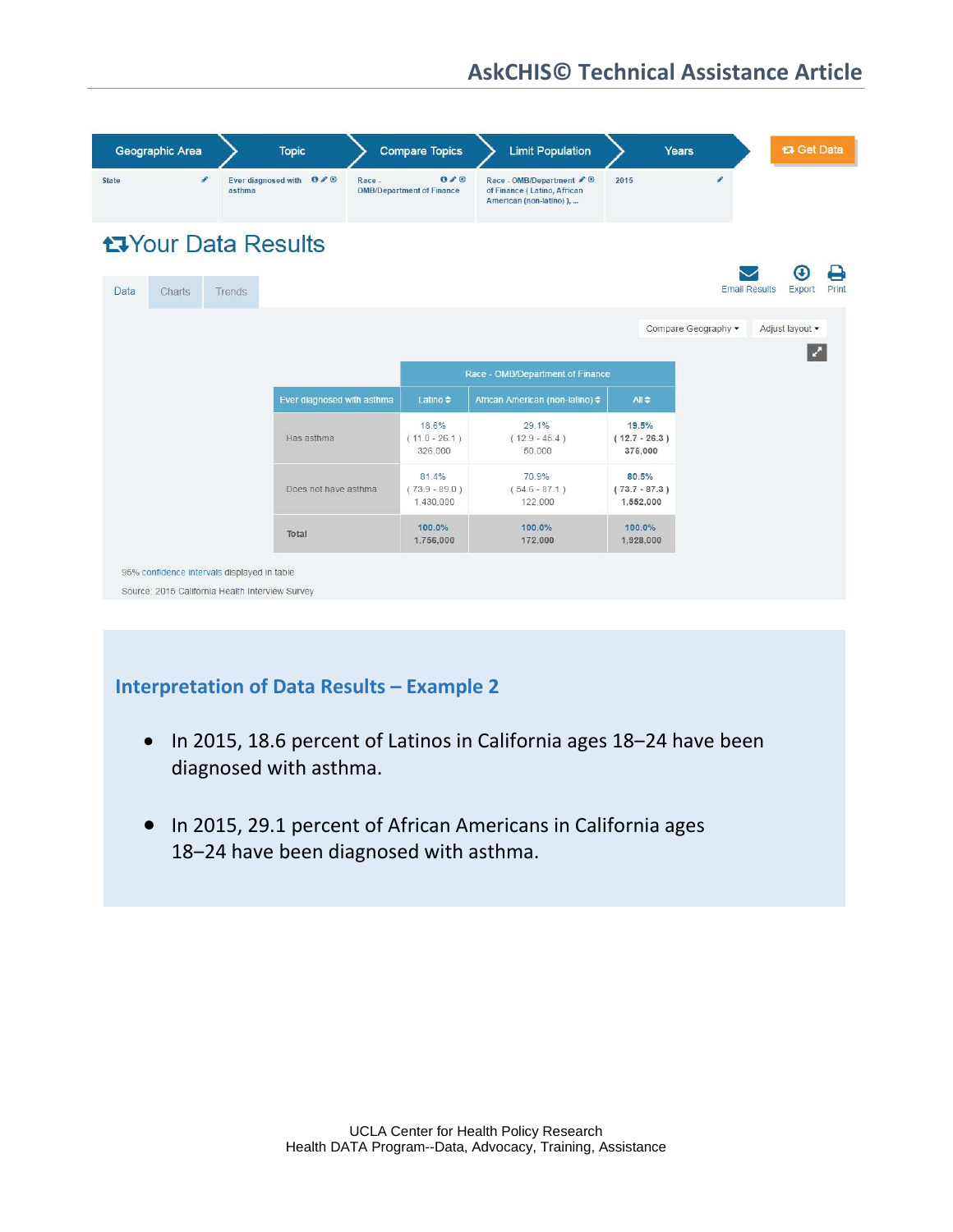Geographic Area | Topic | Compare Topics | Limit Population | Years | Get Data

State | Ever diagnosed with asthma | Race - OMB/Department of Finance | Race - OMB/Department of Finance ( Latino, African American (non-latino) ), ... | 2015

## Your Data Results

Data | Charts | Trends

Email Results | Export | Print

Compare Geography | Adjust layout

| | Race - OMB/Department of Finance | | |
|---|---|---|---|
| Ever diagnosed with asthma | Latino | African American (non-latino) | All |
| Has asthma | 18.6% ( 11.0 - 26.1 ) 326,000 | 29.1% ( 12.9 - 45.4 ) 50,000 | **19.5% ( 12.7 - 26.3 ) 376,000** |
| Does not have asthma | 81.4% ( 73.9 - 89.0 ) 1,430,000 | 70.9% ( 54.6 - 87.1 ) 122,000 | **80.5% ( 73.7 - 87.3 ) 1,552,000** |
| Total | **100.0% 1,756,000** | **100.0% 172,000** | **100.0% 1,928,000** |

95% confidence intervals displayed in table

Source: 2015 California Health Interview Survey

### Interpretation of Data Results – Example 2

- In 2015, 18.6 percent of Latinos in California ages 18–24 have been diagnosed with asthma.
- In 2015, 29.1 percent of African Americans in California ages 18–24 have been diagnosed with asthma.